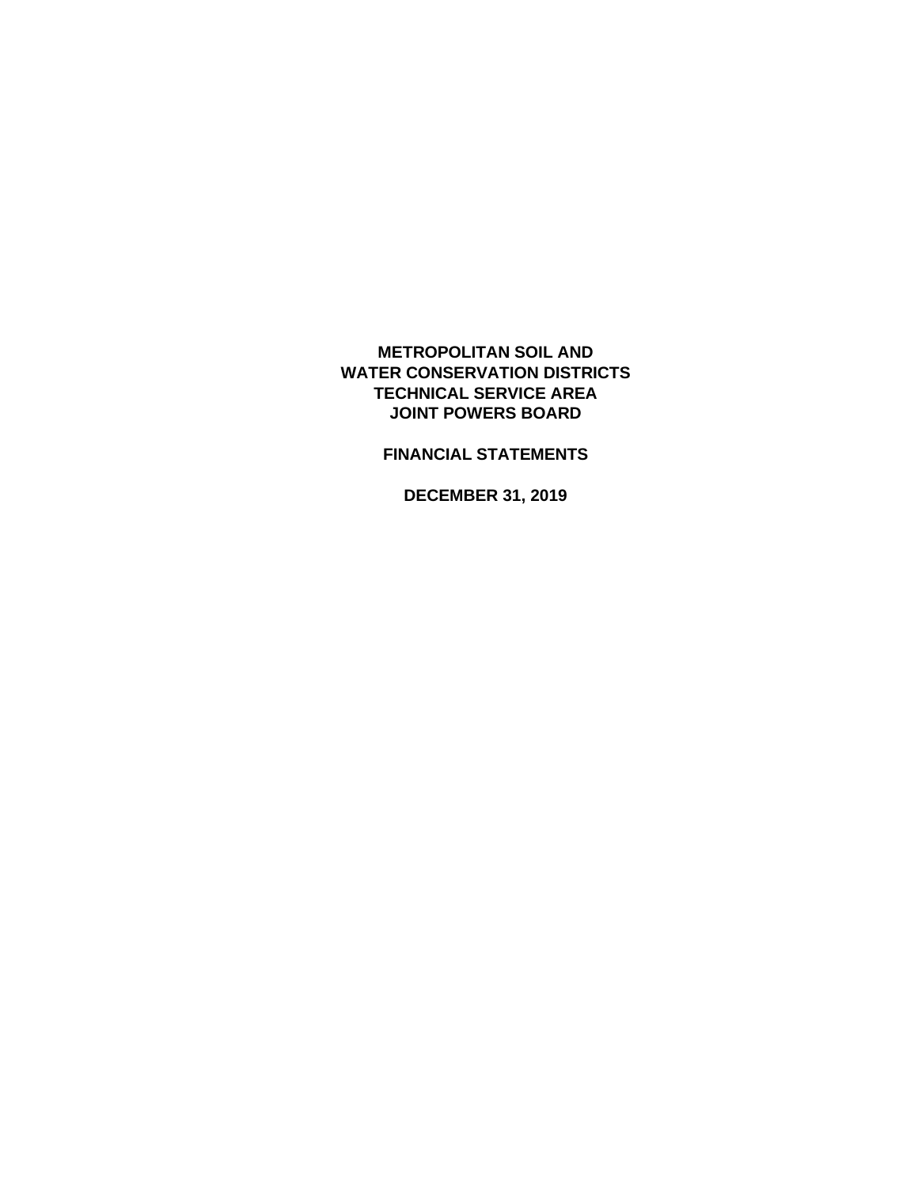# METROPOLITAN SOIL AND WATER CONSERVATION DISTRICTS TECHNICAL SERVICE AREA JOINT POWERS BOARD

## FINANCIAL STATEMENTS

## DECEMBER 31, 2019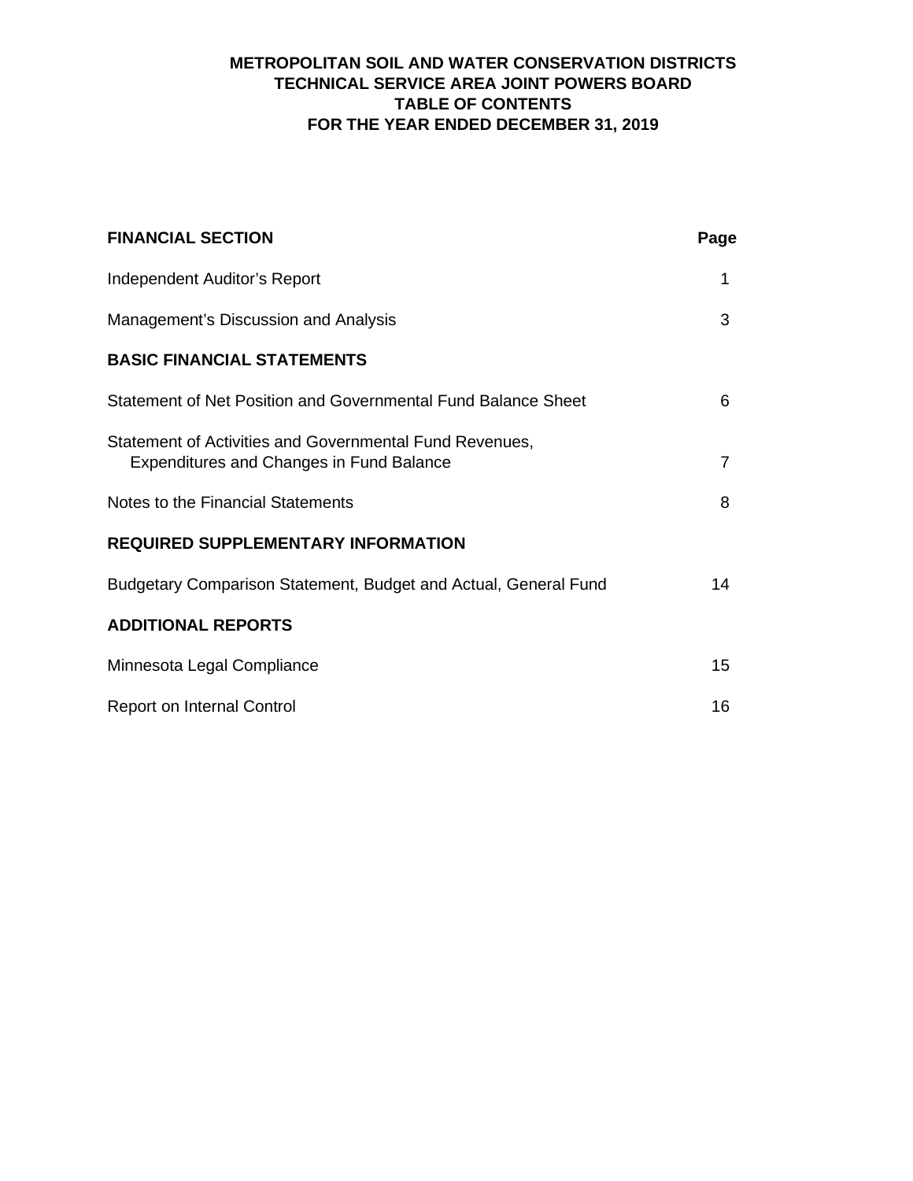# METROPOLITAN SOIL AND WATER CONSERVATION DISTRICTS
## TECHNICAL SERVICE AREA JOINT POWERS BOARD
## TABLE OF CONTENTS
## FOR THE YEAR ENDED DECEMBER 31, 2019

| **FINANCIAL SECTION** | **Page** |
|---|---|
| Independent Auditor's Report | 1 |
| Management's Discussion and Analysis | 3 |
| **BASIC FINANCIAL STATEMENTS** | |
| Statement of Net Position and Governmental Fund Balance Sheet | 6 |
| Statement of Activities and Governmental Fund Revenues, Expenditures and Changes in Fund Balance | 7 |
| Notes to the Financial Statements | 8 |
| **REQUIRED SUPPLEMENTARY INFORMATION** | |
| Budgetary Comparison Statement, Budget and Actual, General Fund | 14 |
| **ADDITIONAL REPORTS** | |
| Minnesota Legal Compliance | 15 |
| Report on Internal Control | 16 |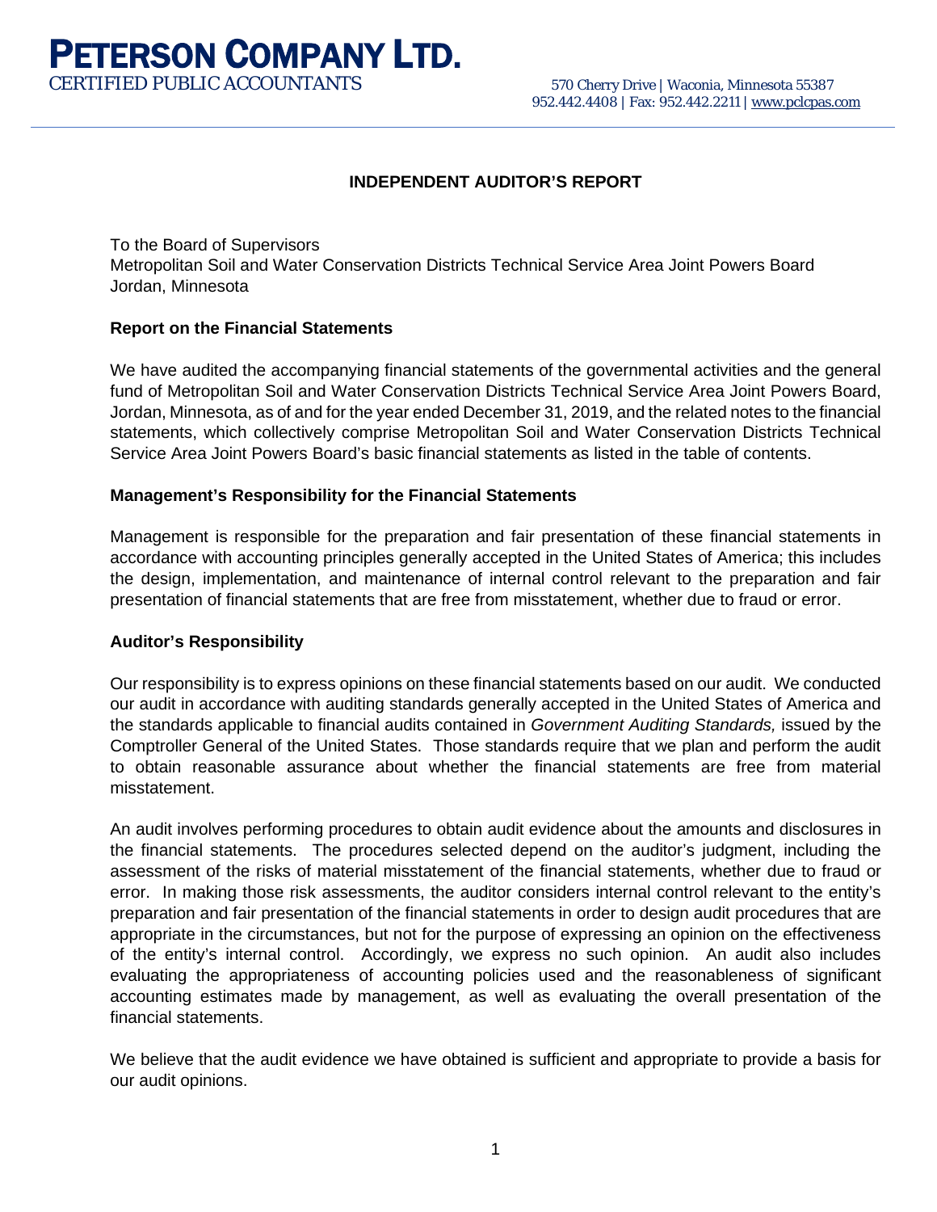# PETERSON COMPANY LTD.

CERTIFIED PUBLIC ACCOUNTANTS

570 Cherry Drive | Waconia, Minnesota 55387
952.442.4408 | Fax: 952.442.2211 | www.pclcpas.com

## INDEPENDENT AUDITOR'S REPORT

To the Board of Supervisors
Metropolitan Soil and Water Conservation Districts Technical Service Area Joint Powers Board
Jordan, Minnesota

### Report on the Financial Statements

We have audited the accompanying financial statements of the governmental activities and the general fund of Metropolitan Soil and Water Conservation Districts Technical Service Area Joint Powers Board, Jordan, Minnesota, as of and for the year ended December 31, 2019, and the related notes to the financial statements, which collectively comprise Metropolitan Soil and Water Conservation Districts Technical Service Area Joint Powers Board's basic financial statements as listed in the table of contents.

### Management's Responsibility for the Financial Statements

Management is responsible for the preparation and fair presentation of these financial statements in accordance with accounting principles generally accepted in the United States of America; this includes the design, implementation, and maintenance of internal control relevant to the preparation and fair presentation of financial statements that are free from misstatement, whether due to fraud or error.

### Auditor's Responsibility

Our responsibility is to express opinions on these financial statements based on our audit. We conducted our audit in accordance with auditing standards generally accepted in the United States of America and the standards applicable to financial audits contained in *Government Auditing Standards,* issued by the Comptroller General of the United States. Those standards require that we plan and perform the audit to obtain reasonable assurance about whether the financial statements are free from material misstatement.

An audit involves performing procedures to obtain audit evidence about the amounts and disclosures in the financial statements. The procedures selected depend on the auditor's judgment, including the assessment of the risks of material misstatement of the financial statements, whether due to fraud or error. In making those risk assessments, the auditor considers internal control relevant to the entity's preparation and fair presentation of the financial statements in order to design audit procedures that are appropriate in the circumstances, but not for the purpose of expressing an opinion on the effectiveness of the entity's internal control. Accordingly, we express no such opinion. An audit also includes evaluating the appropriateness of accounting policies used and the reasonableness of significant accounting estimates made by management, as well as evaluating the overall presentation of the financial statements.

We believe that the audit evidence we have obtained is sufficient and appropriate to provide a basis for our audit opinions.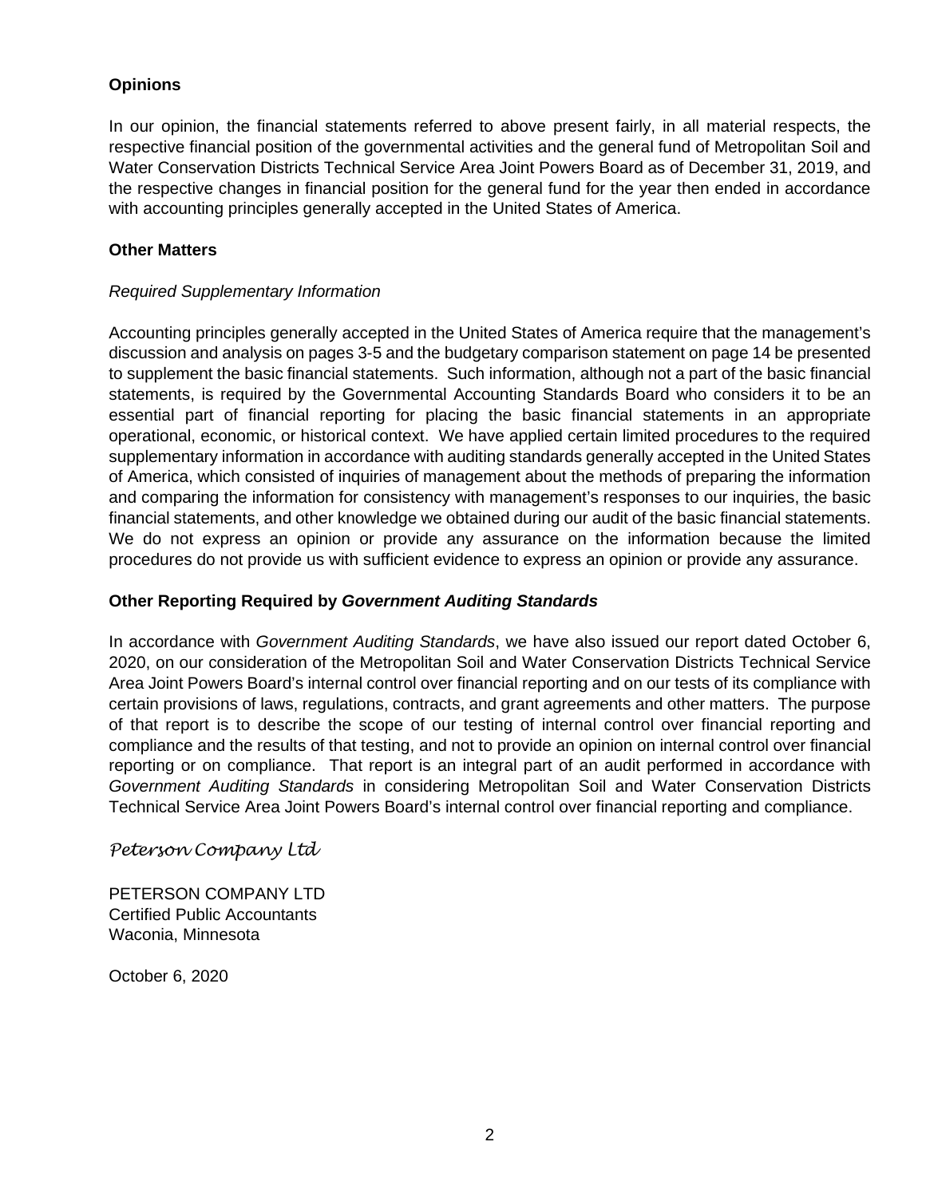**Opinions**

In our opinion, the financial statements referred to above present fairly, in all material respects, the respective financial position of the governmental activities and the general fund of Metropolitan Soil and Water Conservation Districts Technical Service Area Joint Powers Board as of December 31, 2019, and the respective changes in financial position for the general fund for the year then ended in accordance with accounting principles generally accepted in the United States of America.

**Other Matters**

*Required Supplementary Information*

Accounting principles generally accepted in the United States of America require that the management's discussion and analysis on pages 3-5 and the budgetary comparison statement on page 14 be presented to supplement the basic financial statements. Such information, although not a part of the basic financial statements, is required by the Governmental Accounting Standards Board who considers it to be an essential part of financial reporting for placing the basic financial statements in an appropriate operational, economic, or historical context. We have applied certain limited procedures to the required supplementary information in accordance with auditing standards generally accepted in the United States of America, which consisted of inquiries of management about the methods of preparing the information and comparing the information for consistency with management's responses to our inquiries, the basic financial statements, and other knowledge we obtained during our audit of the basic financial statements. We do not express an opinion or provide any assurance on the information because the limited procedures do not provide us with sufficient evidence to express an opinion or provide any assurance.

**Other Reporting Required by *Government Auditing Standards***

In accordance with *Government Auditing Standards*, we have also issued our report dated October 6, 2020, on our consideration of the Metropolitan Soil and Water Conservation Districts Technical Service Area Joint Powers Board's internal control over financial reporting and on our tests of its compliance with certain provisions of laws, regulations, contracts, and grant agreements and other matters. The purpose of that report is to describe the scope of our testing of internal control over financial reporting and compliance and the results of that testing, and not to provide an opinion on internal control over financial reporting or on compliance. That report is an integral part of an audit performed in accordance with *Government Auditing Standards* in considering Metropolitan Soil and Water Conservation Districts Technical Service Area Joint Powers Board's internal control over financial reporting and compliance.

*Peterson Company Ltd*

PETERSON COMPANY LTD
Certified Public Accountants
Waconia, Minnesota

October 6, 2020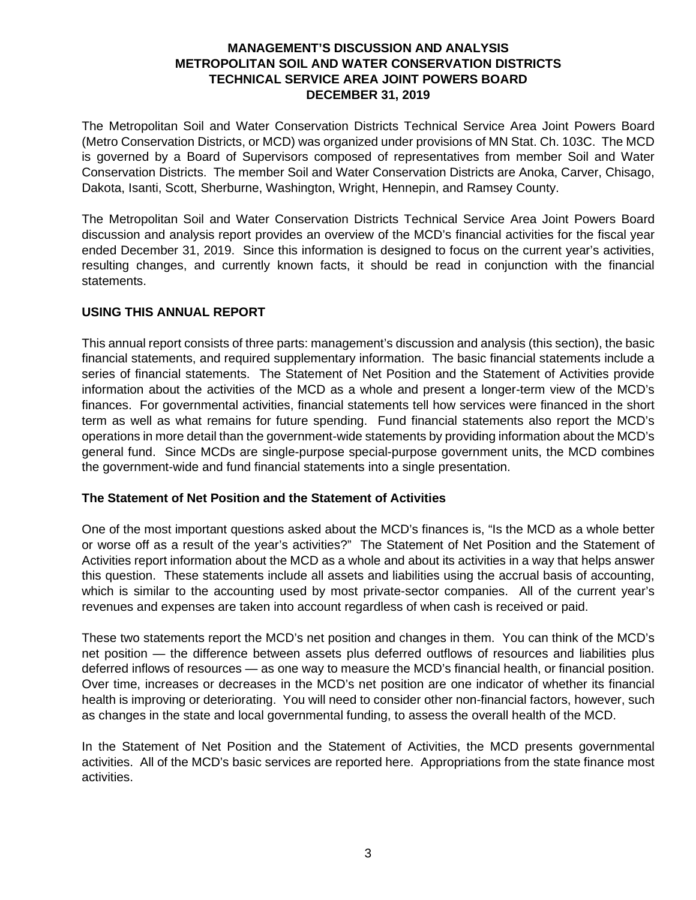# MANAGEMENT'S DISCUSSION AND ANALYSIS
# METROPOLITAN SOIL AND WATER CONSERVATION DISTRICTS
# TECHNICAL SERVICE AREA JOINT POWERS BOARD
# DECEMBER 31, 2019

The Metropolitan Soil and Water Conservation Districts Technical Service Area Joint Powers Board (Metro Conservation Districts, or MCD) was organized under provisions of MN Stat. Ch. 103C. The MCD is governed by a Board of Supervisors composed of representatives from member Soil and Water Conservation Districts. The member Soil and Water Conservation Districts are Anoka, Carver, Chisago, Dakota, Isanti, Scott, Sherburne, Washington, Wright, Hennepin, and Ramsey County.

The Metropolitan Soil and Water Conservation Districts Technical Service Area Joint Powers Board discussion and analysis report provides an overview of the MCD's financial activities for the fiscal year ended December 31, 2019. Since this information is designed to focus on the current year's activities, resulting changes, and currently known facts, it should be read in conjunction with the financial statements.

## USING THIS ANNUAL REPORT

This annual report consists of three parts: management's discussion and analysis (this section), the basic financial statements, and required supplementary information. The basic financial statements include a series of financial statements. The Statement of Net Position and the Statement of Activities provide information about the activities of the MCD as a whole and present a longer-term view of the MCD's finances. For governmental activities, financial statements tell how services were financed in the short term as well as what remains for future spending. Fund financial statements also report the MCD's operations in more detail than the government-wide statements by providing information about the MCD's general fund. Since MCDs are single-purpose special-purpose government units, the MCD combines the government-wide and fund financial statements into a single presentation.

### The Statement of Net Position and the Statement of Activities

One of the most important questions asked about the MCD's finances is, "Is the MCD as a whole better or worse off as a result of the year's activities?" The Statement of Net Position and the Statement of Activities report information about the MCD as a whole and about its activities in a way that helps answer this question. These statements include all assets and liabilities using the accrual basis of accounting, which is similar to the accounting used by most private-sector companies. All of the current year's revenues and expenses are taken into account regardless of when cash is received or paid.

These two statements report the MCD's net position and changes in them. You can think of the MCD's net position — the difference between assets plus deferred outflows of resources and liabilities plus deferred inflows of resources — as one way to measure the MCD's financial health, or financial position. Over time, increases or decreases in the MCD's net position are one indicator of whether its financial health is improving or deteriorating. You will need to consider other non-financial factors, however, such as changes in the state and local governmental funding, to assess the overall health of the MCD.

In the Statement of Net Position and the Statement of Activities, the MCD presents governmental activities. All of the MCD's basic services are reported here. Appropriations from the state finance most activities.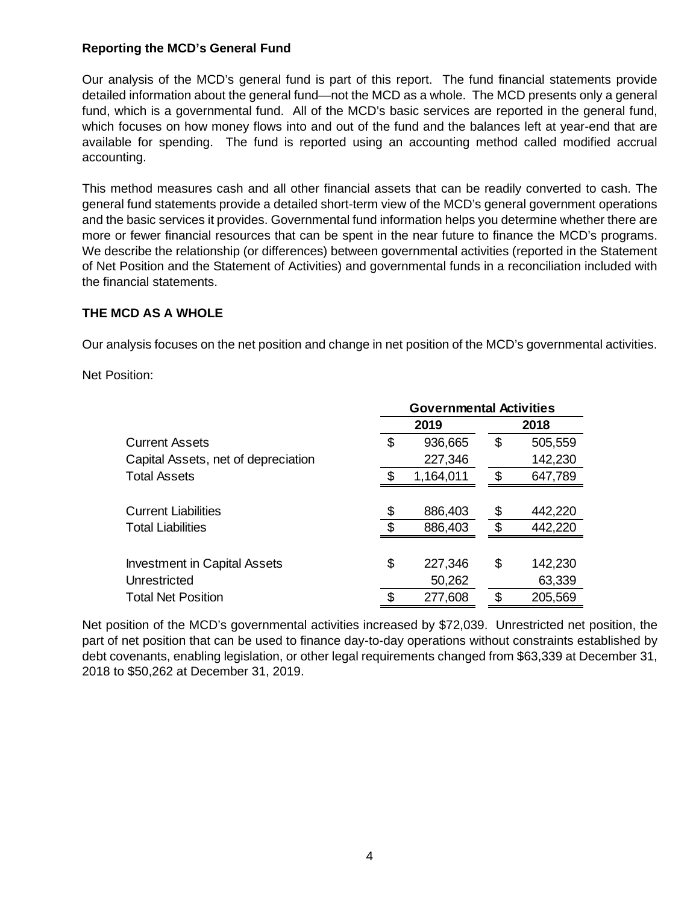**Reporting the MCD's General Fund**

Our analysis of the MCD's general fund is part of this report. The fund financial statements provide detailed information about the general fund—not the MCD as a whole. The MCD presents only a general fund, which is a governmental fund. All of the MCD's basic services are reported in the general fund, which focuses on how money flows into and out of the fund and the balances left at year-end that are available for spending. The fund is reported using an accounting method called modified accrual accounting.

This method measures cash and all other financial assets that can be readily converted to cash. The general fund statements provide a detailed short-term view of the MCD's general government operations and the basic services it provides. Governmental fund information helps you determine whether there are more or fewer financial resources that can be spent in the near future to finance the MCD's programs. We describe the relationship (or differences) between governmental activities (reported in the Statement of Net Position and the Statement of Activities) and governmental funds in a reconciliation included with the financial statements.

## THE MCD AS A WHOLE

Our analysis focuses on the net position and change in net position of the MCD's governmental activities.

Net Position:

| | Governmental Activities | |
|---|---|---|
| | 2019 | 2018 |
| Current Assets | $ 936,665 | $ 505,559 |
| Capital Assets, net of depreciation | 227,346 | 142,230 |
| Total Assets | $ 1,164,011 | $ 647,789 |
| | | |
| Current Liabilities | $ 886,403 | $ 442,220 |
| Total Liabilities | $ 886,403 | $ 442,220 |
| | | |
| Investment in Capital Assets | $ 227,346 | $ 142,230 |
| Unrestricted | 50,262 | 63,339 |
| Total Net Position | $ 277,608 | $ 205,569 |

Net position of the MCD's governmental activities increased by $72,039. Unrestricted net position, the part of net position that can be used to finance day-to-day operations without constraints established by debt covenants, enabling legislation, or other legal requirements changed from $63,339 at December 31, 2018 to $50,262 at December 31, 2019.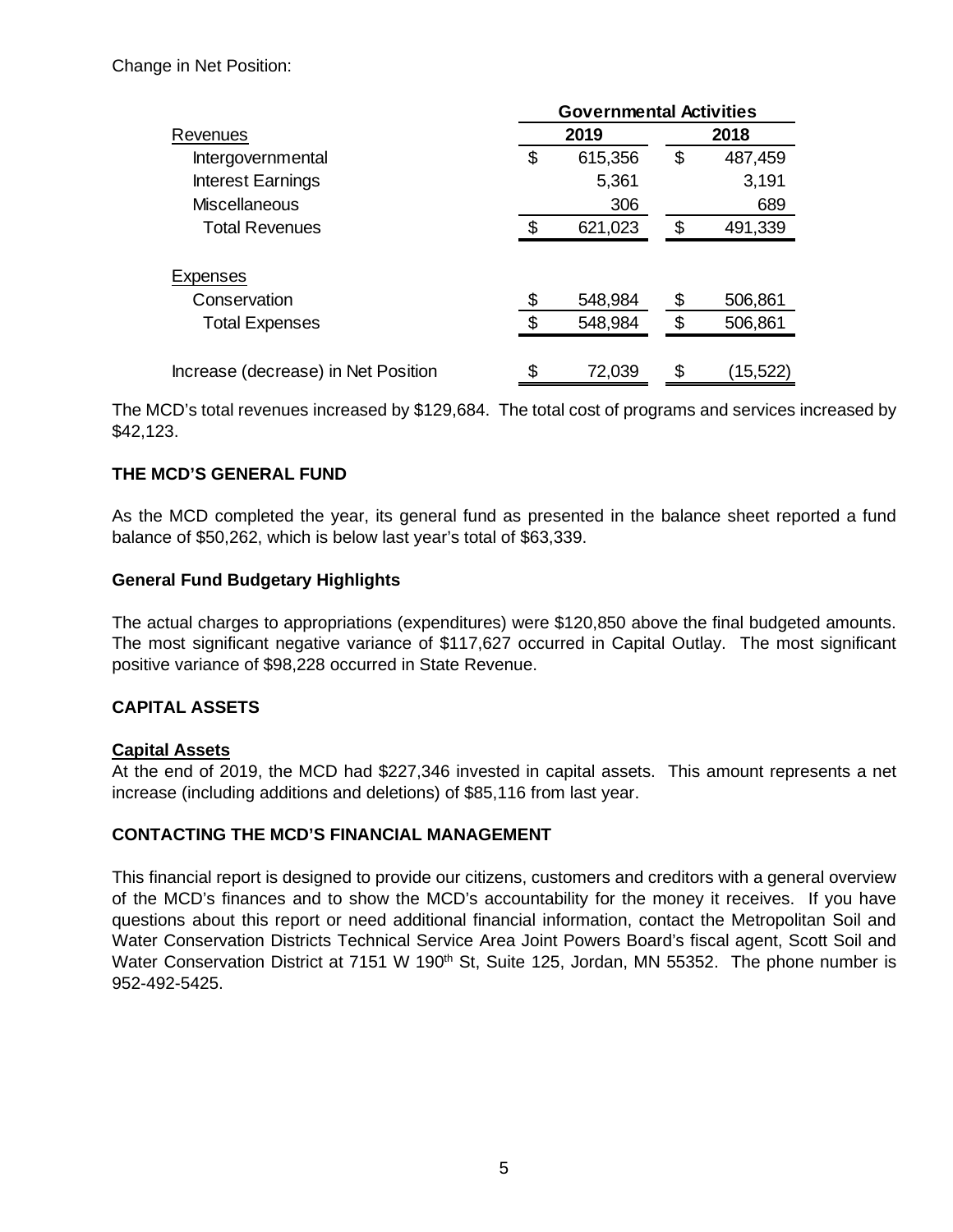Change in Net Position:

| | Governmental Activities | |
|---|---|---|
| Revenues | 2019 | 2018 |
| Intergovernmental | $ 615,356 | $ 487,459 |
| Interest Earnings | 5,361 | 3,191 |
| Miscellaneous | 306 | 689 |
| Total Revenues | $ 621,023 | $ 491,339 |
| | | |
| Expenses | | |
| Conservation | $ 548,984 | $ 506,861 |
| Total Expenses | $ 548,984 | $ 506,861 |
| | | |
| Increase (decrease) in Net Position | $ 72,039 | $ (15,522) |

The MCD's total revenues increased by $129,684. The total cost of programs and services increased by $42,123.

## THE MCD'S GENERAL FUND

As the MCD completed the year, its general fund as presented in the balance sheet reported a fund balance of $50,262, which is below last year's total of $63,339.

### General Fund Budgetary Highlights

The actual charges to appropriations (expenditures) were $120,850 above the final budgeted amounts. The most significant negative variance of $117,627 occurred in Capital Outlay. The most significant positive variance of $98,228 occurred in State Revenue.

## CAPITAL ASSETS

### Capital Assets

At the end of 2019, the MCD had $227,346 invested in capital assets. This amount represents a net increase (including additions and deletions) of $85,116 from last year.

## CONTACTING THE MCD'S FINANCIAL MANAGEMENT

This financial report is designed to provide our citizens, customers and creditors with a general overview of the MCD's finances and to show the MCD's accountability for the money it receives. If you have questions about this report or need additional financial information, contact the Metropolitan Soil and Water Conservation Districts Technical Service Area Joint Powers Board's fiscal agent, Scott Soil and Water Conservation District at 7151 W 190th St, Suite 125, Jordan, MN 55352. The phone number is 952-492-5425.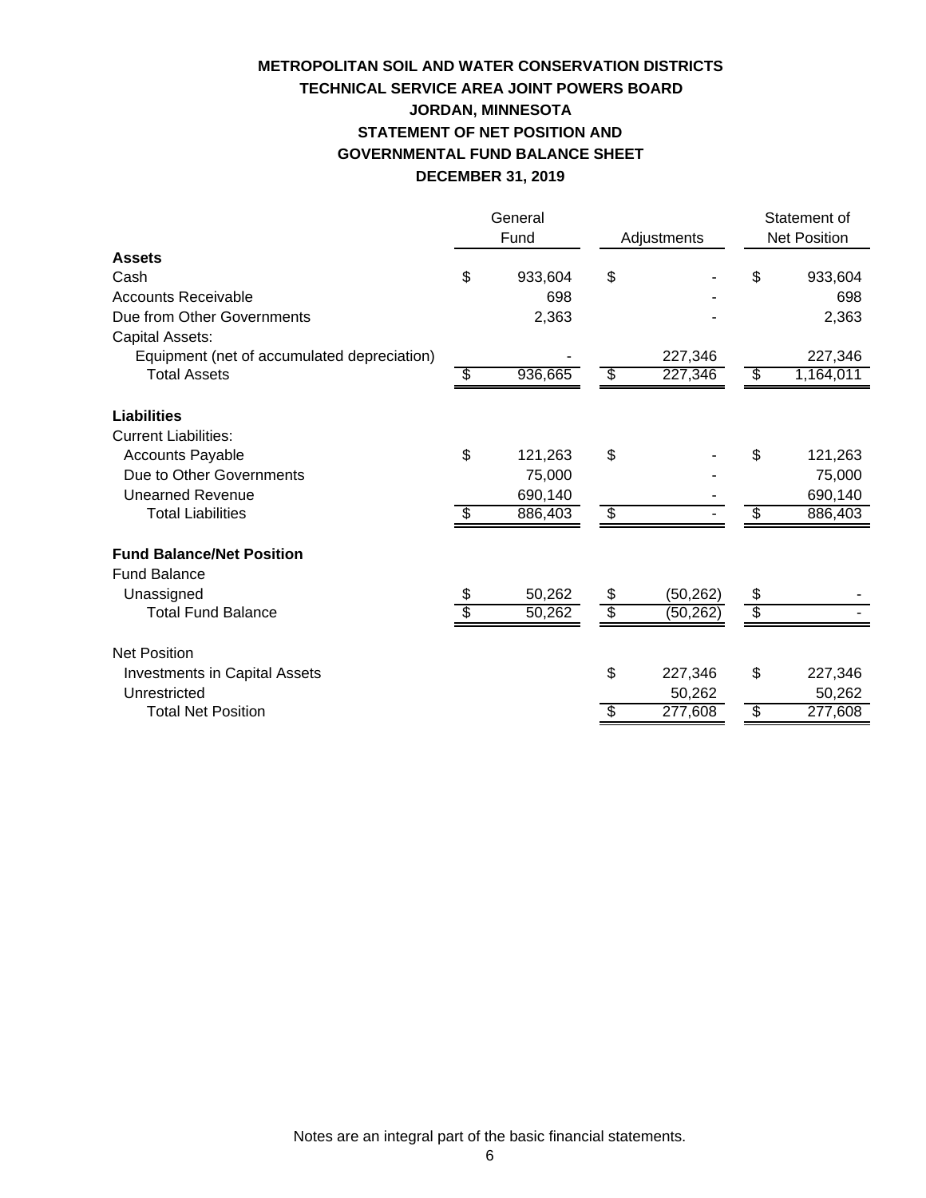# METROPOLITAN SOIL AND WATER CONSERVATION DISTRICTS
# TECHNICAL SERVICE AREA JOINT POWERS BOARD
# JORDAN, MINNESOTA
# STATEMENT OF NET POSITION AND GOVERNMENTAL FUND BALANCE SHEET
# DECEMBER 31, 2019

| | General Fund | Adjustments | Statement of Net Position |
|---|---|---|---|
| **Assets** | | | |
| Cash | $ 933,604 | $ - | $ 933,604 |
| Accounts Receivable | 698 | - | 698 |
| Due from Other Governments | 2,363 | - | 2,363 |
| Capital Assets: | | | |
| Equipment (net of accumulated depreciation) | - | 227,346 | 227,346 |
| Total Assets | $ 936,665 | $ 227,346 | $ 1,164,011 |
| | | | |
| **Liabilities** | | | |
| Current Liabilities: | | | |
| Accounts Payable | $ 121,263 | $ - | $ 121,263 |
| Due to Other Governments | 75,000 | - | 75,000 |
| Unearned Revenue | 690,140 | - | 690,140 |
| Total Liabilities | $ 886,403 | $ - | $ 886,403 |
| | | | |
| **Fund Balance/Net Position** | | | |
| Fund Balance | | | |
| Unassigned | $ 50,262 | $ (50,262) | $ - |
| Total Fund Balance | $ 50,262 | $ (50,262) | $ - |
| | | | |
| Net Position | | | |
| Investments in Capital Assets | | $ 227,346 | $ 227,346 |
| Unrestricted | | 50,262 | 50,262 |
| Total Net Position | | $ 277,608 | $ 277,608 |

Notes are an integral part of the basic financial statements.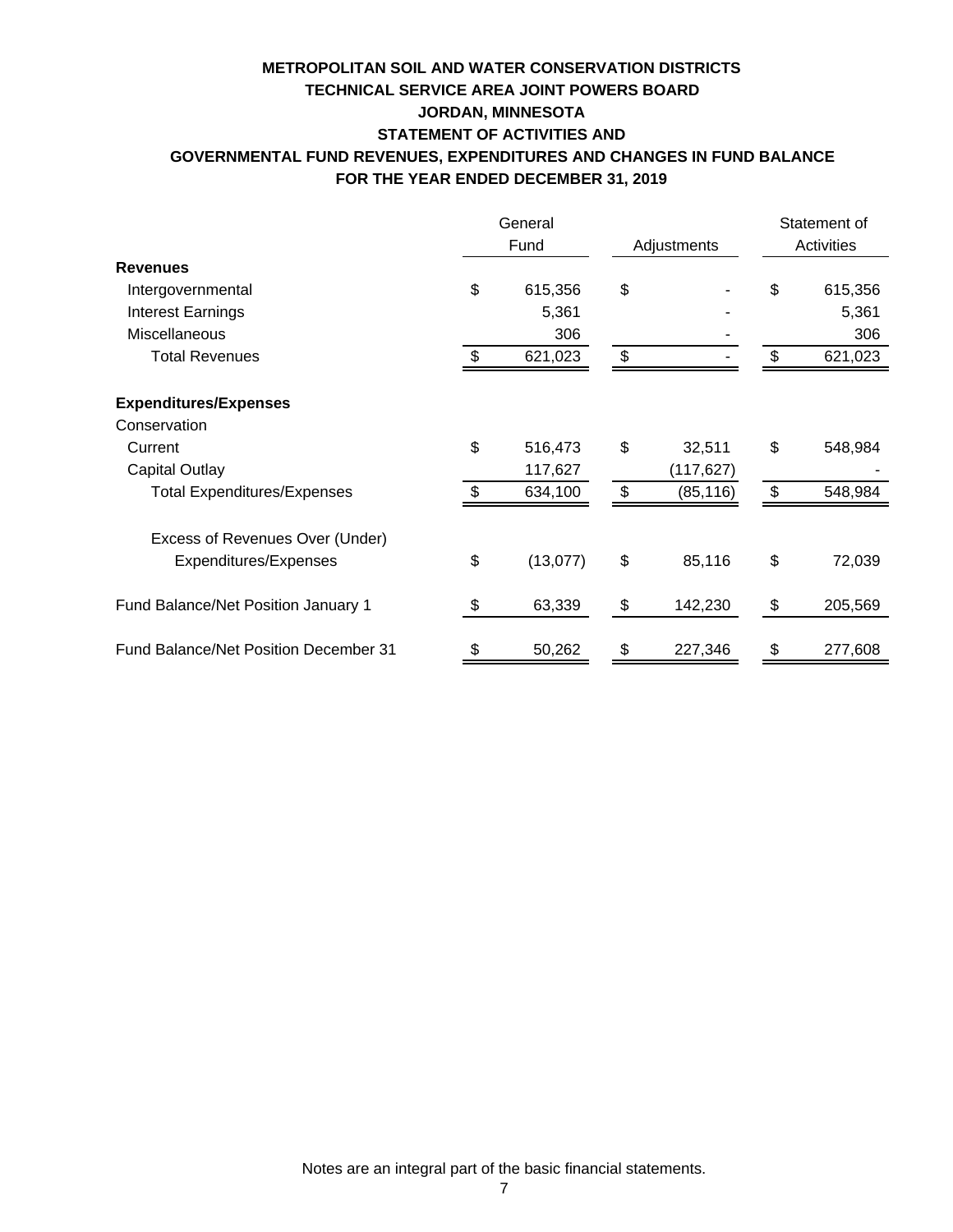**METROPOLITAN SOIL AND WATER CONSERVATION DISTRICTS**
**TECHNICAL SERVICE AREA JOINT POWERS BOARD**
**JORDAN, MINNESOTA**
**STATEMENT OF ACTIVITIES AND**
**GOVERNMENTAL FUND REVENUES, EXPENDITURES AND CHANGES IN FUND BALANCE**
**FOR THE YEAR ENDED DECEMBER 31, 2019**

| | General Fund | Adjustments | Statement of Activities |
|---|---|---|---|
| **Revenues** | | | |
| Intergovernmental | $ 615,356 | $ - | $ 615,356 |
| Interest Earnings | 5,361 | - | 5,361 |
| Miscellaneous | 306 | - | 306 |
| Total Revenues | $ 621,023 | $ - | $ 621,023 |
| | | | |
| **Expenditures/Expenses** | | | |
| Conservation | | | |
| Current | $ 516,473 | $ 32,511 | $ 548,984 |
| Capital Outlay | 117,627 | (117,627) | - |
| Total Expenditures/Expenses | $ 634,100 | $ (85,116) | $ 548,984 |
| | | | |
| Excess of Revenues Over (Under) Expenditures/Expenses | $ (13,077) | $ 85,116 | $ 72,039 |
| | | | |
| Fund Balance/Net Position January 1 | $ 63,339 | $ 142,230 | $ 205,569 |
| | | | |
| Fund Balance/Net Position December 31 | $ 50,262 | $ 227,346 | $ 277,608 |

Notes are an integral part of the basic financial statements.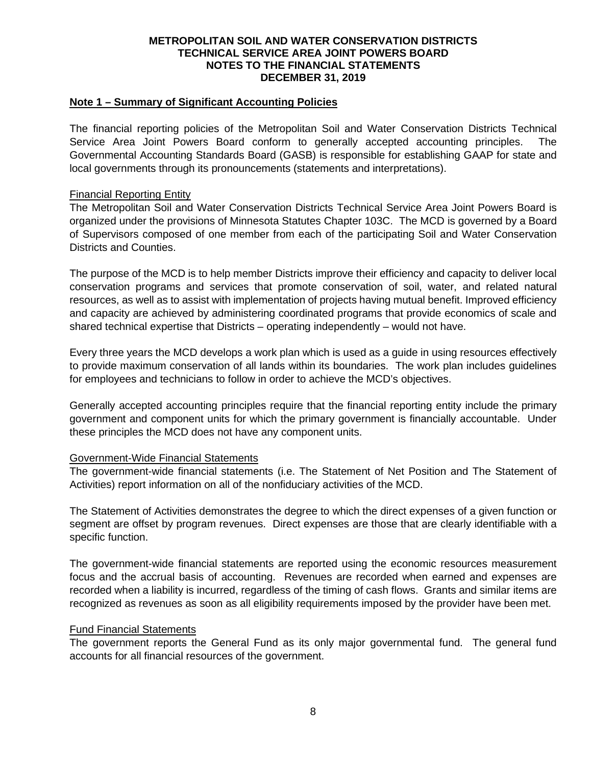**METROPOLITAN SOIL AND WATER CONSERVATION DISTRICTS**
**TECHNICAL SERVICE AREA JOINT POWERS BOARD**
**NOTES TO THE FINANCIAL STATEMENTS**
**DECEMBER 31, 2019**

## Note 1 – Summary of Significant Accounting Policies

The financial reporting policies of the Metropolitan Soil and Water Conservation Districts Technical Service Area Joint Powers Board conform to generally accepted accounting principles. The Governmental Accounting Standards Board (GASB) is responsible for establishing GAAP for state and local governments through its pronouncements (statements and interpretations).

### Financial Reporting Entity

The Metropolitan Soil and Water Conservation Districts Technical Service Area Joint Powers Board is organized under the provisions of Minnesota Statutes Chapter 103C. The MCD is governed by a Board of Supervisors composed of one member from each of the participating Soil and Water Conservation Districts and Counties.

The purpose of the MCD is to help member Districts improve their efficiency and capacity to deliver local conservation programs and services that promote conservation of soil, water, and related natural resources, as well as to assist with implementation of projects having mutual benefit. Improved efficiency and capacity are achieved by administering coordinated programs that provide economics of scale and shared technical expertise that Districts – operating independently – would not have.

Every three years the MCD develops a work plan which is used as a guide in using resources effectively to provide maximum conservation of all lands within its boundaries. The work plan includes guidelines for employees and technicians to follow in order to achieve the MCD's objectives.

Generally accepted accounting principles require that the financial reporting entity include the primary government and component units for which the primary government is financially accountable. Under these principles the MCD does not have any component units.

### Government-Wide Financial Statements

The government-wide financial statements (i.e. The Statement of Net Position and The Statement of Activities) report information on all of the nonfiduciary activities of the MCD.

The Statement of Activities demonstrates the degree to which the direct expenses of a given function or segment are offset by program revenues. Direct expenses are those that are clearly identifiable with a specific function.

The government-wide financial statements are reported using the economic resources measurement focus and the accrual basis of accounting. Revenues are recorded when earned and expenses are recorded when a liability is incurred, regardless of the timing of cash flows. Grants and similar items are recognized as revenues as soon as all eligibility requirements imposed by the provider have been met.

### Fund Financial Statements

The government reports the General Fund as its only major governmental fund. The general fund accounts for all financial resources of the government.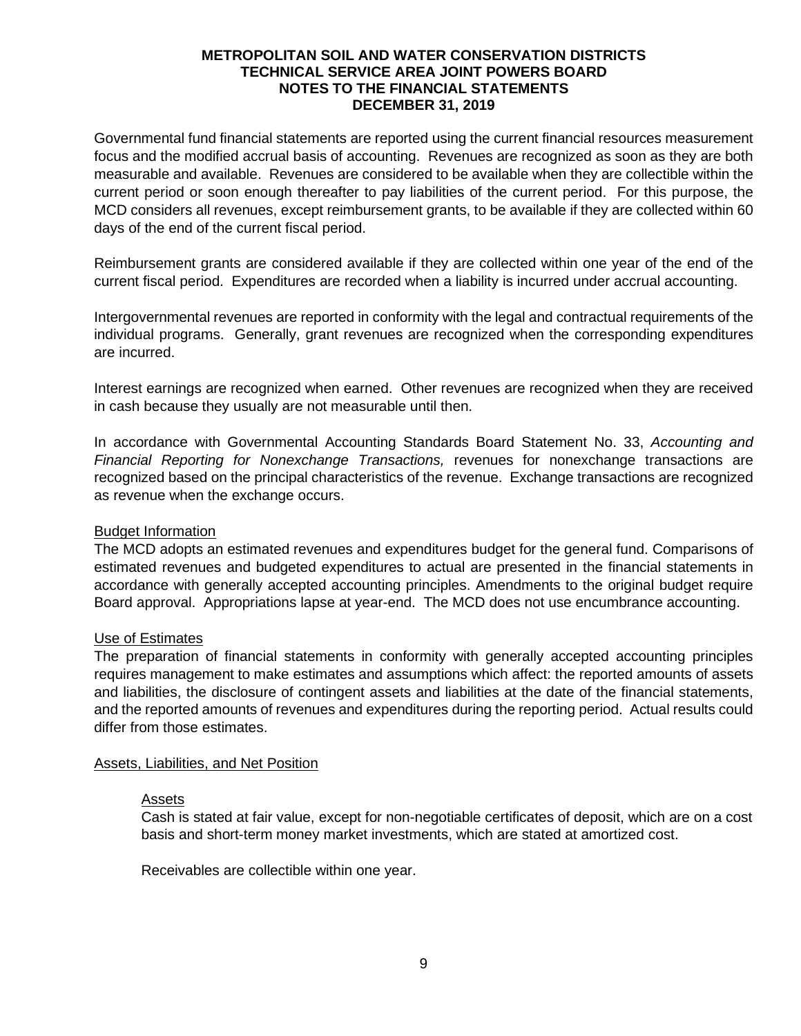Governmental fund financial statements are reported using the current financial resources measurement focus and the modified accrual basis of accounting. Revenues are recognized as soon as they are both measurable and available. Revenues are considered to be available when they are collectible within the current period or soon enough thereafter to pay liabilities of the current period. For this purpose, the MCD considers all revenues, except reimbursement grants, to be available if they are collected within 60 days of the end of the current fiscal period.

Reimbursement grants are considered available if they are collected within one year of the end of the current fiscal period. Expenditures are recorded when a liability is incurred under accrual accounting.

Intergovernmental revenues are reported in conformity with the legal and contractual requirements of the individual programs. Generally, grant revenues are recognized when the corresponding expenditures are incurred.

Interest earnings are recognized when earned. Other revenues are recognized when they are received in cash because they usually are not measurable until then.

In accordance with Governmental Accounting Standards Board Statement No. 33, *Accounting and Financial Reporting for Nonexchange Transactions,* revenues for nonexchange transactions are recognized based on the principal characteristics of the revenue. Exchange transactions are recognized as revenue when the exchange occurs.

Budget Information

The MCD adopts an estimated revenues and expenditures budget for the general fund. Comparisons of estimated revenues and budgeted expenditures to actual are presented in the financial statements in accordance with generally accepted accounting principles. Amendments to the original budget require Board approval. Appropriations lapse at year-end. The MCD does not use encumbrance accounting.

Use of Estimates

The preparation of financial statements in conformity with generally accepted accounting principles requires management to make estimates and assumptions which affect: the reported amounts of assets and liabilities, the disclosure of contingent assets and liabilities at the date of the financial statements, and the reported amounts of revenues and expenditures during the reporting period. Actual results could differ from those estimates.

Assets, Liabilities, and Net Position

Assets

Cash is stated at fair value, except for non-negotiable certificates of deposit, which are on a cost basis and short-term money market investments, which are stated at amortized cost.

Receivables are collectible within one year.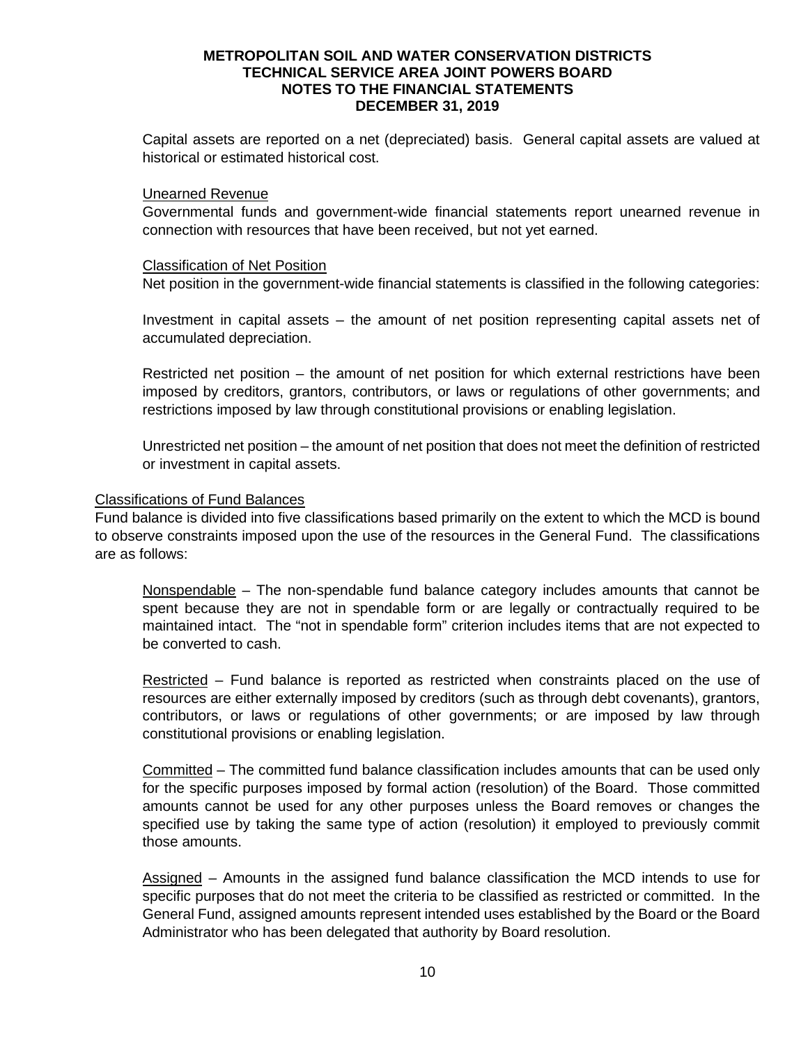Capital assets are reported on a net (depreciated) basis. General capital assets are valued at historical or estimated historical cost.

Unearned Revenue

Governmental funds and government-wide financial statements report unearned revenue in connection with resources that have been received, but not yet earned.

Classification of Net Position

Net position in the government-wide financial statements is classified in the following categories:

Investment in capital assets – the amount of net position representing capital assets net of accumulated depreciation.

Restricted net position – the amount of net position for which external restrictions have been imposed by creditors, grantors, contributors, or laws or regulations of other governments; and restrictions imposed by law through constitutional provisions or enabling legislation.

Unrestricted net position – the amount of net position that does not meet the definition of restricted or investment in capital assets.

Classifications of Fund Balances

Fund balance is divided into five classifications based primarily on the extent to which the MCD is bound to observe constraints imposed upon the use of the resources in the General Fund. The classifications are as follows:

Nonspendable – The non-spendable fund balance category includes amounts that cannot be spent because they are not in spendable form or are legally or contractually required to be maintained intact. The "not in spendable form" criterion includes items that are not expected to be converted to cash.

Restricted – Fund balance is reported as restricted when constraints placed on the use of resources are either externally imposed by creditors (such as through debt covenants), grantors, contributors, or laws or regulations of other governments; or are imposed by law through constitutional provisions or enabling legislation.

Committed – The committed fund balance classification includes amounts that can be used only for the specific purposes imposed by formal action (resolution) of the Board. Those committed amounts cannot be used for any other purposes unless the Board removes or changes the specified use by taking the same type of action (resolution) it employed to previously commit those amounts.

Assigned – Amounts in the assigned fund balance classification the MCD intends to use for specific purposes that do not meet the criteria to be classified as restricted or committed. In the General Fund, assigned amounts represent intended uses established by the Board or the Board Administrator who has been delegated that authority by Board resolution.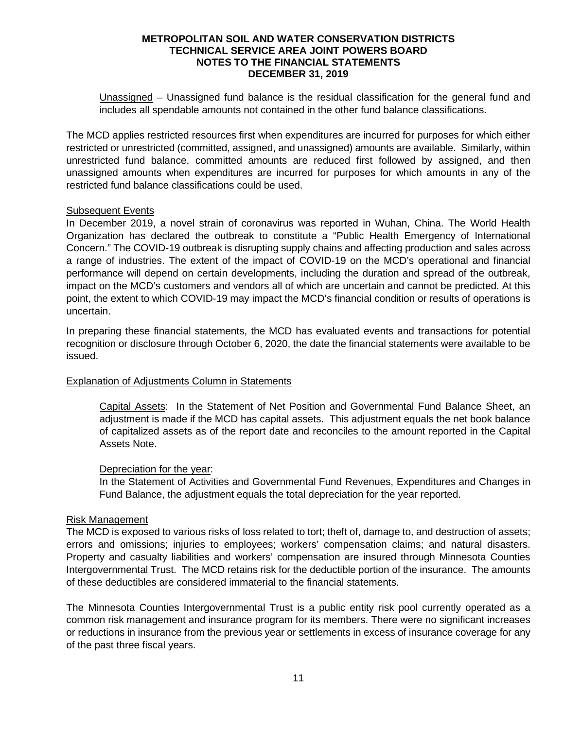Unassigned – Unassigned fund balance is the residual classification for the general fund and includes all spendable amounts not contained in the other fund balance classifications.

The MCD applies restricted resources first when expenditures are incurred for purposes for which either restricted or unrestricted (committed, assigned, and unassigned) amounts are available. Similarly, within unrestricted fund balance, committed amounts are reduced first followed by assigned, and then unassigned amounts when expenditures are incurred for purposes for which amounts in any of the restricted fund balance classifications could be used.

Subsequent Events

In December 2019, a novel strain of coronavirus was reported in Wuhan, China. The World Health Organization has declared the outbreak to constitute a "Public Health Emergency of International Concern." The COVID-19 outbreak is disrupting supply chains and affecting production and sales across a range of industries. The extent of the impact of COVID-19 on the MCD's operational and financial performance will depend on certain developments, including the duration and spread of the outbreak, impact on the MCD's customers and vendors all of which are uncertain and cannot be predicted. At this point, the extent to which COVID-19 may impact the MCD's financial condition or results of operations is uncertain.

In preparing these financial statements, the MCD has evaluated events and transactions for potential recognition or disclosure through October 6, 2020, the date the financial statements were available to be issued.

Explanation of Adjustments Column in Statements

Capital Assets: In the Statement of Net Position and Governmental Fund Balance Sheet, an adjustment is made if the MCD has capital assets. This adjustment equals the net book balance of capitalized assets as of the report date and reconciles to the amount reported in the Capital Assets Note.

Depreciation for the year:

In the Statement of Activities and Governmental Fund Revenues, Expenditures and Changes in Fund Balance, the adjustment equals the total depreciation for the year reported.

Risk Management

The MCD is exposed to various risks of loss related to tort; theft of, damage to, and destruction of assets; errors and omissions; injuries to employees; workers' compensation claims; and natural disasters. Property and casualty liabilities and workers' compensation are insured through Minnesota Counties Intergovernmental Trust. The MCD retains risk for the deductible portion of the insurance. The amounts of these deductibles are considered immaterial to the financial statements.

The Minnesota Counties Intergovernmental Trust is a public entity risk pool currently operated as a common risk management and insurance program for its members. There were no significant increases or reductions in insurance from the previous year or settlements in excess of insurance coverage for any of the past three fiscal years.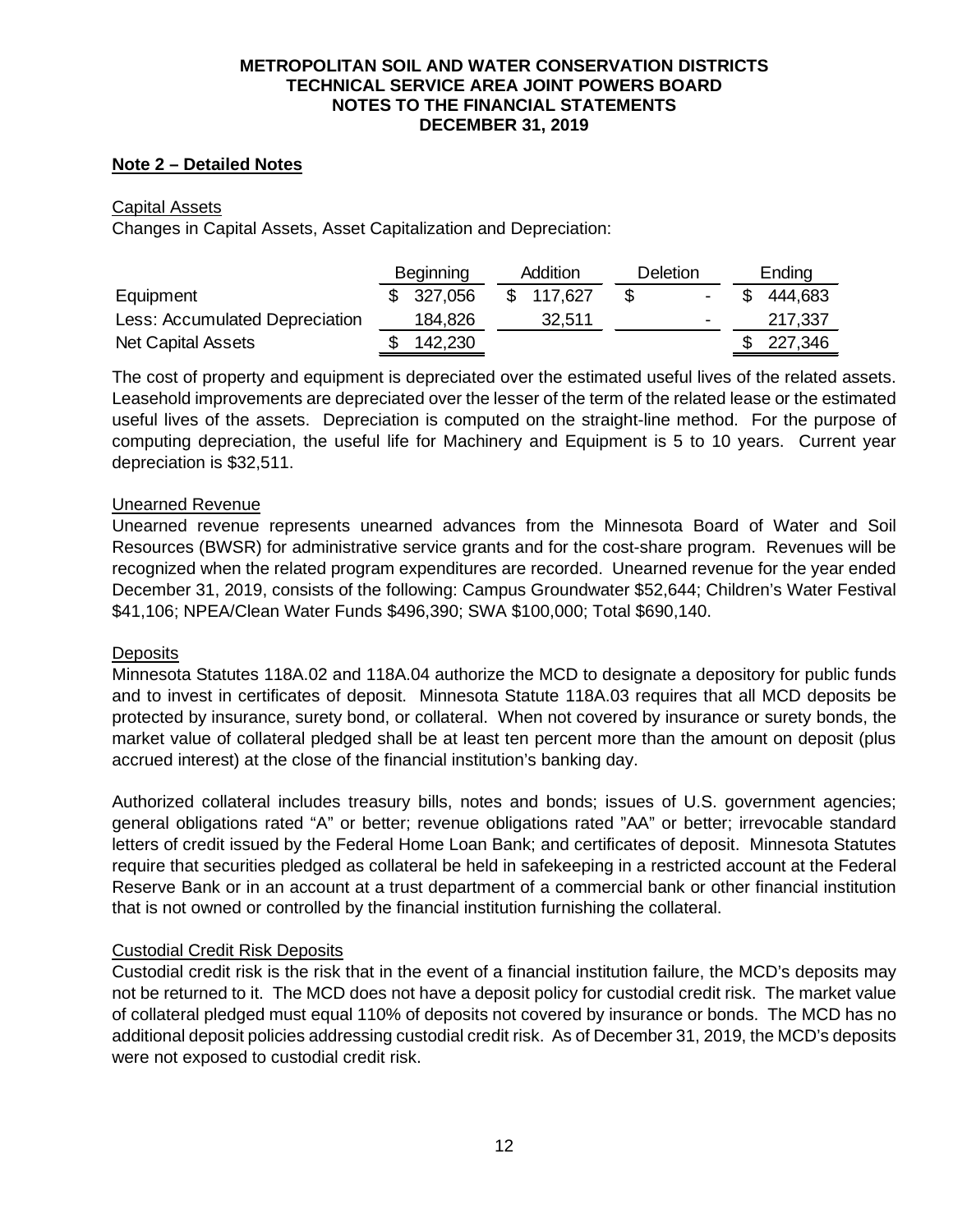# METROPOLITAN SOIL AND WATER CONSERVATION DISTRICTS
# TECHNICAL SERVICE AREA JOINT POWERS BOARD
# NOTES TO THE FINANCIAL STATEMENTS
# DECEMBER 31, 2019

## Note 2 – Detailed Notes

### Capital Assets

Changes in Capital Assets, Asset Capitalization and Depreciation:

| | Beginning | Addition | Deletion | Ending |
|---|---|---|---|---|
| Equipment | $ 327,056 | $ 117,627 | $ - | $ 444,683 |
| Less: Accumulated Depreciation | 184,826 | 32,511 | - | 217,337 |
| Net Capital Assets | $ 142,230 | | | $ 227,346 |

The cost of property and equipment is depreciated over the estimated useful lives of the related assets. Leasehold improvements are depreciated over the lesser of the term of the related lease or the estimated useful lives of the assets. Depreciation is computed on the straight-line method. For the purpose of computing depreciation, the useful life for Machinery and Equipment is 5 to 10 years. Current year depreciation is $32,511.

### Unearned Revenue

Unearned revenue represents unearned advances from the Minnesota Board of Water and Soil Resources (BWSR) for administrative service grants and for the cost-share program. Revenues will be recognized when the related program expenditures are recorded. Unearned revenue for the year ended December 31, 2019, consists of the following: Campus Groundwater $52,644; Children's Water Festival $41,106; NPEA/Clean Water Funds $496,390; SWA $100,000; Total $690,140.

### Deposits

Minnesota Statutes 118A.02 and 118A.04 authorize the MCD to designate a depository for public funds and to invest in certificates of deposit. Minnesota Statute 118A.03 requires that all MCD deposits be protected by insurance, surety bond, or collateral. When not covered by insurance or surety bonds, the market value of collateral pledged shall be at least ten percent more than the amount on deposit (plus accrued interest) at the close of the financial institution's banking day.

Authorized collateral includes treasury bills, notes and bonds; issues of U.S. government agencies; general obligations rated "A" or better; revenue obligations rated "AA" or better; irrevocable standard letters of credit issued by the Federal Home Loan Bank; and certificates of deposit. Minnesota Statutes require that securities pledged as collateral be held in safekeeping in a restricted account at the Federal Reserve Bank or in an account at a trust department of a commercial bank or other financial institution that is not owned or controlled by the financial institution furnishing the collateral.

### Custodial Credit Risk Deposits

Custodial credit risk is the risk that in the event of a financial institution failure, the MCD's deposits may not be returned to it. The MCD does not have a deposit policy for custodial credit risk. The market value of collateral pledged must equal 110% of deposits not covered by insurance or bonds. The MCD has no additional deposit policies addressing custodial credit risk. As of December 31, 2019, the MCD's deposits were not exposed to custodial credit risk.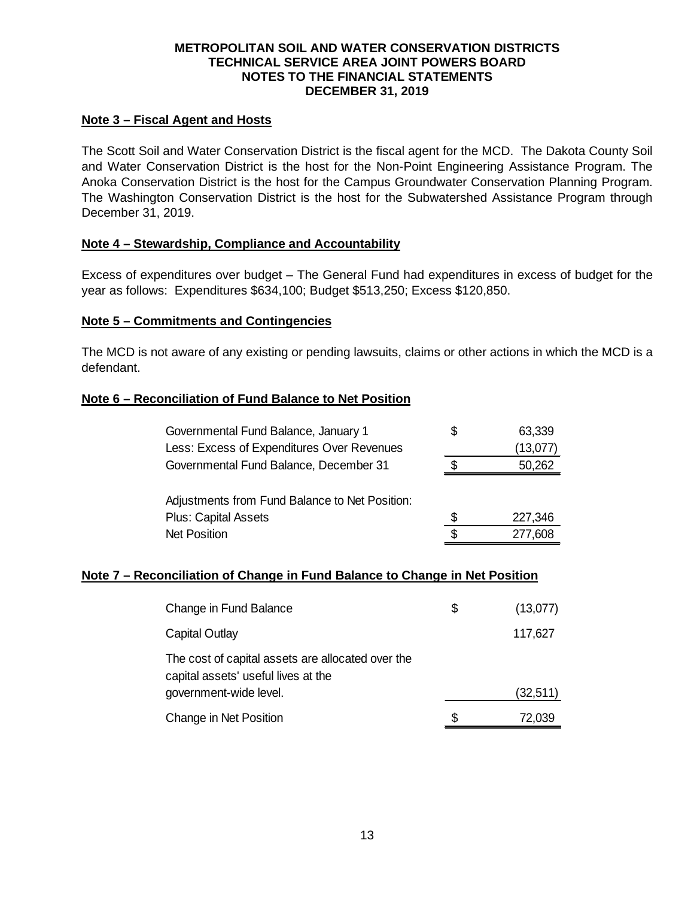**METROPOLITAN SOIL AND WATER CONSERVATION DISTRICTS**
**TECHNICAL SERVICE AREA JOINT POWERS BOARD**
**NOTES TO THE FINANCIAL STATEMENTS**
**DECEMBER 31, 2019**

## Note 3 – Fiscal Agent and Hosts

The Scott Soil and Water Conservation District is the fiscal agent for the MCD. The Dakota County Soil and Water Conservation District is the host for the Non-Point Engineering Assistance Program. The Anoka Conservation District is the host for the Campus Groundwater Conservation Planning Program. The Washington Conservation District is the host for the Subwatershed Assistance Program through December 31, 2019.

## Note 4 – Stewardship, Compliance and Accountability

Excess of expenditures over budget – The General Fund had expenditures in excess of budget for the year as follows: Expenditures $634,100; Budget $513,250; Excess $120,850.

## Note 5 – Commitments and Contingencies

The MCD is not aware of any existing or pending lawsuits, claims or other actions in which the MCD is a defendant.

## Note 6 – Reconciliation of Fund Balance to Net Position

| | | |
|---|---|---|
| Governmental Fund Balance, January 1 | $ | 63,339 |
| Less: Excess of Expenditures Over Revenues | | (13,077) |
| Governmental Fund Balance, December 31 | $ | 50,262 |
| | | |
| Adjustments from Fund Balance to Net Position: | | |
| Plus: Capital Assets | $ | 227,346 |
| Net Position | $ | 277,608 |

## Note 7 – Reconciliation of Change in Fund Balance to Change in Net Position

| | | |
|---|---|---|
| Change in Fund Balance | $ | (13,077) |
| Capital Outlay | | 117,627 |
| The cost of capital assets are allocated over the capital assets' useful lives at the government-wide level. | | (32,511) |
| Change in Net Position | $ | 72,039 |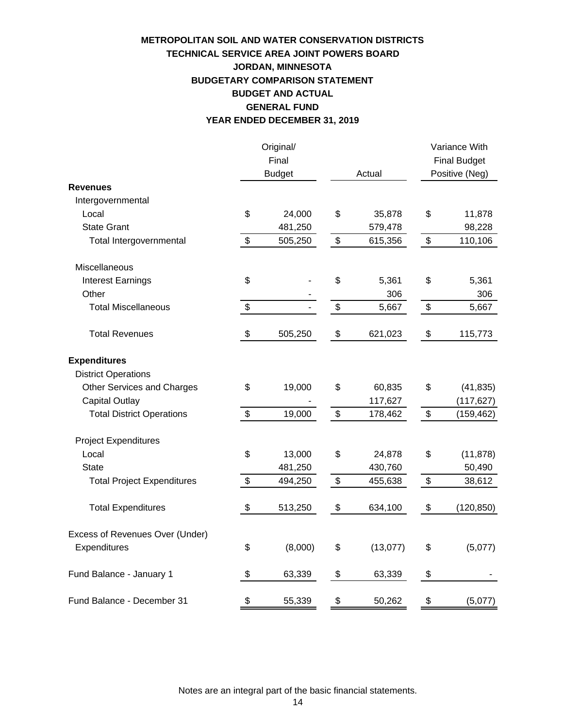**METROPOLITAN SOIL AND WATER CONSERVATION DISTRICTS**
**TECHNICAL SERVICE AREA JOINT POWERS BOARD**
**JORDAN, MINNESOTA**
**BUDGETARY COMPARISON STATEMENT**
**BUDGET AND ACTUAL**
**GENERAL FUND**
**YEAR ENDED DECEMBER 31, 2019**

| | Original/ Final Budget | Actual | Variance With Final Budget Positive (Neg) |
|---|---|---|---|
| **Revenues** | | | |
| Intergovernmental | | | |
| Local | $ 24,000 | $ 35,878 | $ 11,878 |
| State Grant | 481,250 | 579,478 | 98,228 |
| Total Intergovernmental | $ 505,250 | $ 615,356 | $ 110,106 |
| Miscellaneous | | | |
| Interest Earnings | $ - | $ 5,361 | $ 5,361 |
| Other | - | 306 | 306 |
| Total Miscellaneous | $ - | $ 5,667 | $ 5,667 |
| Total Revenues | $ 505,250 | $ 621,023 | $ 115,773 |
| **Expenditures** | | | |
| District Operations | | | |
| Other Services and Charges | $ 19,000 | $ 60,835 | $ (41,835) |
| Capital Outlay | - | 117,627 | (117,627) |
| Total District Operations | $ 19,000 | $ 178,462 | $ (159,462) |
| Project Expenditures | | | |
| Local | $ 13,000 | $ 24,878 | $ (11,878) |
| State | 481,250 | 430,760 | 50,490 |
| Total Project Expenditures | $ 494,250 | $ 455,638 | $ 38,612 |
| Total Expenditures | $ 513,250 | $ 634,100 | $ (120,850) |
| Excess of Revenues Over (Under) Expenditures | $ (8,000) | $ (13,077) | $ (5,077) |
| Fund Balance - January 1 | $ 63,339 | $ 63,339 | $ - |
| Fund Balance - December 31 | $ 55,339 | $ 50,262 | $ (5,077) |

Notes are an integral part of the basic financial statements.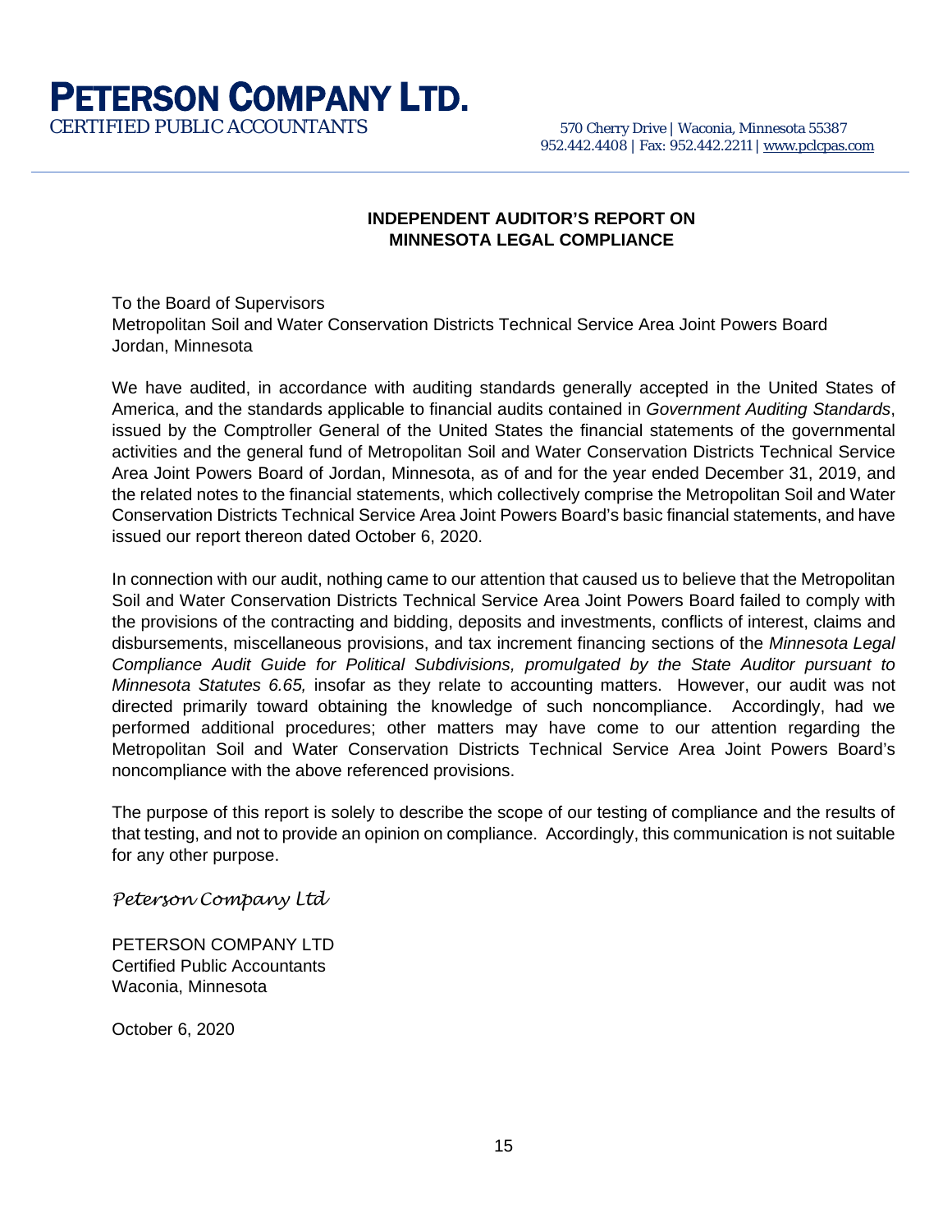# PETERSON COMPANY LTD.

CERTIFIED PUBLIC ACCOUNTANTS

570 Cherry Drive | Waconia, Minnesota 55387
952.442.4408 | Fax: 952.442.2211 | www.pclcpas.com

## INDEPENDENT AUDITOR'S REPORT ON MINNESOTA LEGAL COMPLIANCE

To the Board of Supervisors
Metropolitan Soil and Water Conservation Districts Technical Service Area Joint Powers Board
Jordan, Minnesota

We have audited, in accordance with auditing standards generally accepted in the United States of America, and the standards applicable to financial audits contained in *Government Auditing Standards*, issued by the Comptroller General of the United States the financial statements of the governmental activities and the general fund of Metropolitan Soil and Water Conservation Districts Technical Service Area Joint Powers Board of Jordan, Minnesota, as of and for the year ended December 31, 2019, and the related notes to the financial statements, which collectively comprise the Metropolitan Soil and Water Conservation Districts Technical Service Area Joint Powers Board's basic financial statements, and have issued our report thereon dated October 6, 2020.

In connection with our audit, nothing came to our attention that caused us to believe that the Metropolitan Soil and Water Conservation Districts Technical Service Area Joint Powers Board failed to comply with the provisions of the contracting and bidding, deposits and investments, conflicts of interest, claims and disbursements, miscellaneous provisions, and tax increment financing sections of the *Minnesota Legal Compliance Audit Guide for Political Subdivisions, promulgated by the State Auditor pursuant to Minnesota Statutes 6.65,* insofar as they relate to accounting matters. However, our audit was not directed primarily toward obtaining the knowledge of such noncompliance. Accordingly, had we performed additional procedures; other matters may have come to our attention regarding the Metropolitan Soil and Water Conservation Districts Technical Service Area Joint Powers Board's noncompliance with the above referenced provisions.

The purpose of this report is solely to describe the scope of our testing of compliance and the results of that testing, and not to provide an opinion on compliance. Accordingly, this communication is not suitable for any other purpose.

*Peterson Company Ltd*

PETERSON COMPANY LTD
Certified Public Accountants
Waconia, Minnesota

October 6, 2020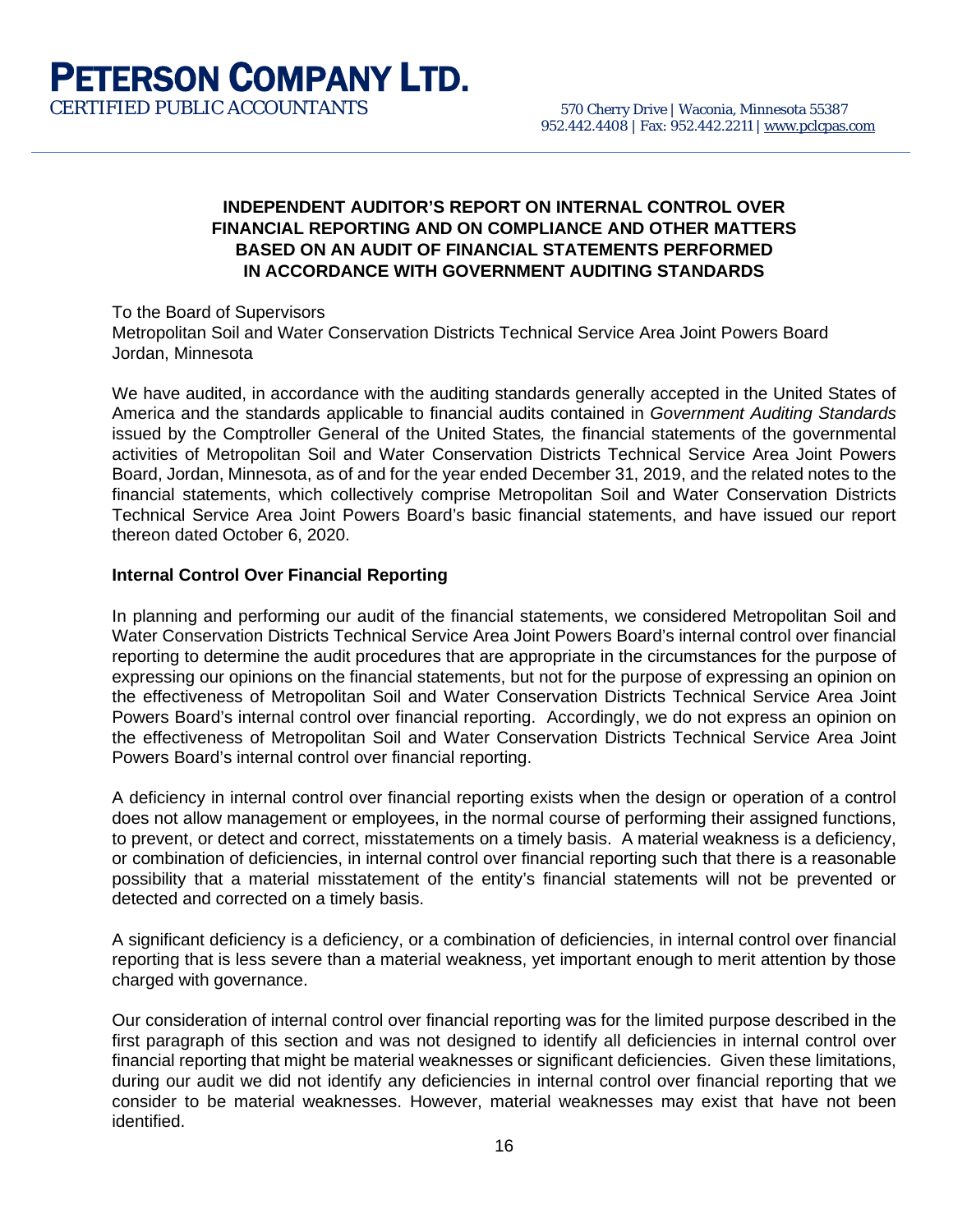# PETERSON COMPANY LTD.

CERTIFIED PUBLIC ACCOUNTANTS

570 Cherry Drive | Waconia, Minnesota 55387
952.442.4408 | Fax: 952.442.2211 | www.pclcpas.com

## INDEPENDENT AUDITOR'S REPORT ON INTERNAL CONTROL OVER FINANCIAL REPORTING AND ON COMPLIANCE AND OTHER MATTERS BASED ON AN AUDIT OF FINANCIAL STATEMENTS PERFORMED IN ACCORDANCE WITH GOVERNMENT AUDITING STANDARDS

To the Board of Supervisors
Metropolitan Soil and Water Conservation Districts Technical Service Area Joint Powers Board
Jordan, Minnesota

We have audited, in accordance with the auditing standards generally accepted in the United States of America and the standards applicable to financial audits contained in *Government Auditing Standards* issued by the Comptroller General of the United States*,* the financial statements of the governmental activities of Metropolitan Soil and Water Conservation Districts Technical Service Area Joint Powers Board, Jordan, Minnesota, as of and for the year ended December 31, 2019, and the related notes to the financial statements, which collectively comprise Metropolitan Soil and Water Conservation Districts Technical Service Area Joint Powers Board's basic financial statements, and have issued our report thereon dated October 6, 2020.

### Internal Control Over Financial Reporting

In planning and performing our audit of the financial statements, we considered Metropolitan Soil and Water Conservation Districts Technical Service Area Joint Powers Board's internal control over financial reporting to determine the audit procedures that are appropriate in the circumstances for the purpose of expressing our opinions on the financial statements, but not for the purpose of expressing an opinion on the effectiveness of Metropolitan Soil and Water Conservation Districts Technical Service Area Joint Powers Board's internal control over financial reporting. Accordingly, we do not express an opinion on the effectiveness of Metropolitan Soil and Water Conservation Districts Technical Service Area Joint Powers Board's internal control over financial reporting.

A deficiency in internal control over financial reporting exists when the design or operation of a control does not allow management or employees, in the normal course of performing their assigned functions, to prevent, or detect and correct, misstatements on a timely basis. A material weakness is a deficiency, or combination of deficiencies, in internal control over financial reporting such that there is a reasonable possibility that a material misstatement of the entity's financial statements will not be prevented or detected and corrected on a timely basis.

A significant deficiency is a deficiency, or a combination of deficiencies, in internal control over financial reporting that is less severe than a material weakness, yet important enough to merit attention by those charged with governance.

Our consideration of internal control over financial reporting was for the limited purpose described in the first paragraph of this section and was not designed to identify all deficiencies in internal control over financial reporting that might be material weaknesses or significant deficiencies. Given these limitations, during our audit we did not identify any deficiencies in internal control over financial reporting that we consider to be material weaknesses. However, material weaknesses may exist that have not been identified.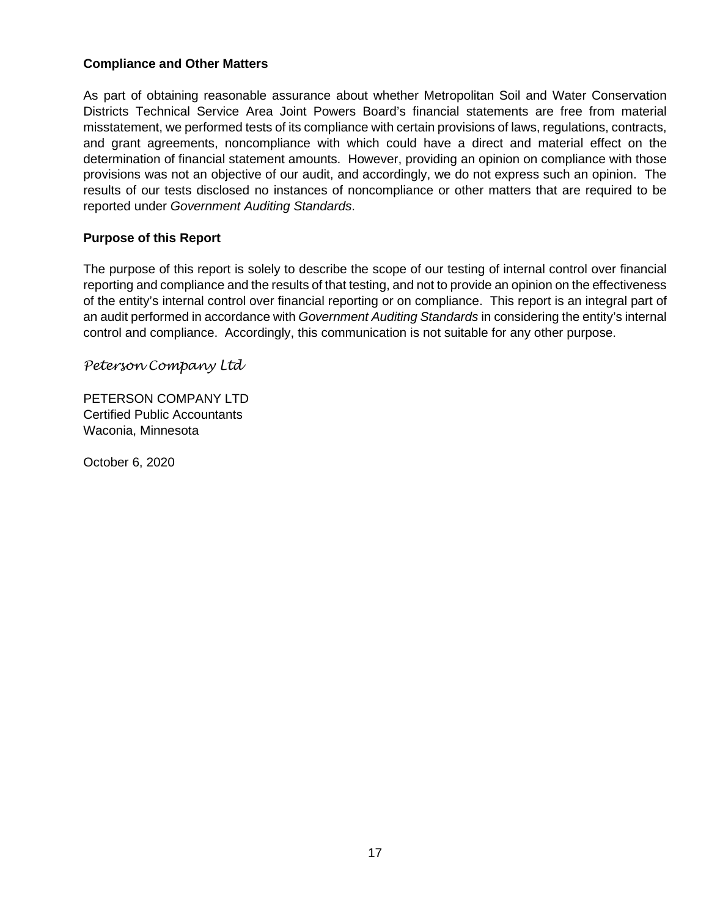**Compliance and Other Matters**

As part of obtaining reasonable assurance about whether Metropolitan Soil and Water Conservation Districts Technical Service Area Joint Powers Board's financial statements are free from material misstatement, we performed tests of its compliance with certain provisions of laws, regulations, contracts, and grant agreements, noncompliance with which could have a direct and material effect on the determination of financial statement amounts. However, providing an opinion on compliance with those provisions was not an objective of our audit, and accordingly, we do not express such an opinion. The results of our tests disclosed no instances of noncompliance or other matters that are required to be reported under *Government Auditing Standards*.

**Purpose of this Report**

The purpose of this report is solely to describe the scope of our testing of internal control over financial reporting and compliance and the results of that testing, and not to provide an opinion on the effectiveness of the entity's internal control over financial reporting or on compliance. This report is an integral part of an audit performed in accordance with *Government Auditing Standards* in considering the entity's internal control and compliance. Accordingly, this communication is not suitable for any other purpose.

*Peterson Company Ltd*

PETERSON COMPANY LTD
Certified Public Accountants
Waconia, Minnesota

October 6, 2020